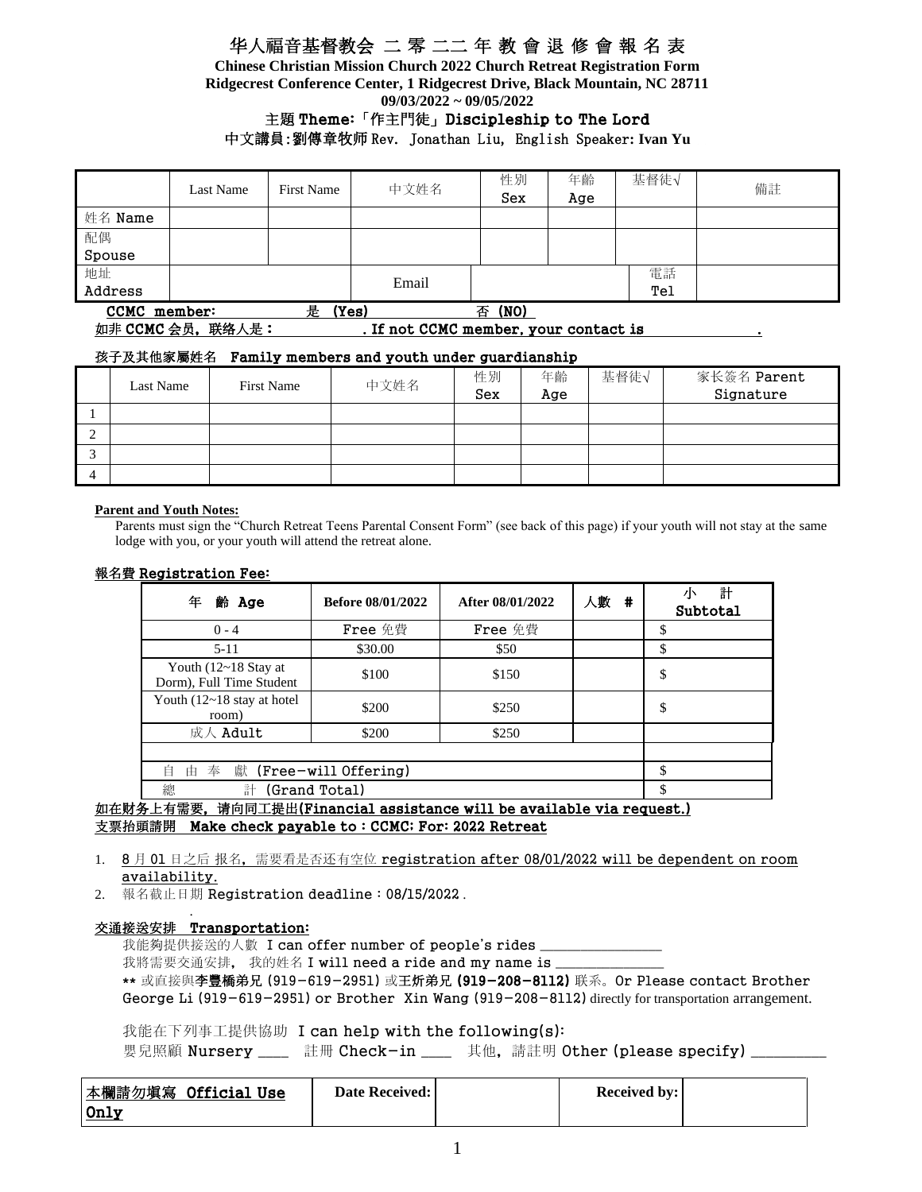# 华人福音基督教会 二 零 二二 年 教 會 退 修 會 報 名 表

**Chinese Christian Mission Church 2022 Church Retreat Registration Form**
**Ridgecrest Conference Center, 1 Ridgecrest Drive, Black Mountain, NC 28711**
**09/03/2022 ~ 09/05/2022**

主題 **Theme:「作主門徒」Discipleship to The Lord**

中文講員:劉傳章牧师 Rev. Jonathan Liu, English Speaker: **Ivan Yu**

| | Last Name | First Name | 中文姓名 | 性別 Sex | 年齡 Age | 基督徒√ | 備註 |
|---|---|---|---|---|---|---|---|
| 姓名 Name | | | | | | | |
| 配偶 Spouse | | | | | | | |
| 地址 Address | | | Email | | | 電話 Tel | |

**CCMC member: 是 (Yes) 否 (NO)**

如非 CCMC 会员，联络人是： . If not CCMC member, your contact is .

孩子及其他家屬姓名 **Family members and youth under guardianship**

| | Last Name | First Name | 中文姓名 | 性別 Sex | 年齡 Age | 基督徒√ | 家長簽名 Parent Signature |
|---|---|---|---|---|---|---|---|
| 1 | | | | | | | |
| 2 | | | | | | | |
| 3 | | | | | | | |
| 4 | | | | | | | |

**Parent and Youth Notes:**

Parents must sign the "Church Retreat Teens Parental Consent Form" (see back of this page) if your youth will not stay at the same lodge with you, or your youth will attend the retreat alone.

報名費 **Registration Fee:**

| 年 齡 Age | Before 08/01/2022 | After 08/01/2022 | 人數 # | 小 計 Subtotal |
|---|---|---|---|---|
| 0 - 4 | Free 免費 | Free 免費 | | $ |
| 5-11 | $30.00 | $50 | | $ |
| Youth (12~18 Stay at Dorm), Full Time Student | $100 | $150 | | $ |
| Youth (12~18 stay at hotel room) | $200 | $250 | | $ |
| 成人 Adult | $200 | $250 | | |
| | | | | |
| 自 由 奉 獻 (Free-will Offering) | | | | $ |
| 總 計 (Grand Total) | | | | $ |

如在财务上有需要，请向同工提出(**Financial assistance will be available via request.**)

支票抬頭請開 **Make check payable to：CCMC; For: 2022 Retreat**

1. 8 月 01 日之后 报名，需要看是否还有空位 registration after 08/01/2022 will be dependent on room availability.
2. 報名截止日期 Registration deadline：08/15/2022 .

交通接送安排 **Transportation:**

我能夠提供接送的人數 I can offer number of people's rides _______________

我將需要交通安排， 我的姓名 I will need a ride and my name is _______________

** 或直接與李豐橋弟兄 (919-619-2951) 或王炘弟兄 (919-208-8112) 联系。Or Please contact Brother George Li (919-619-2951) or Brother Xin Wang (919-208-8112) directly for transportation arrangement.

我能在下列事工提供協助 I can help with the following(s):

嬰兒照顧 Nursery ____ 註冊 Check-in ____ 其他，請註明 Other (please specify) _________

| 本欄請勿填寫 Official Use Only | Date Received: | | Received by: | |
|---|---|---|---|---|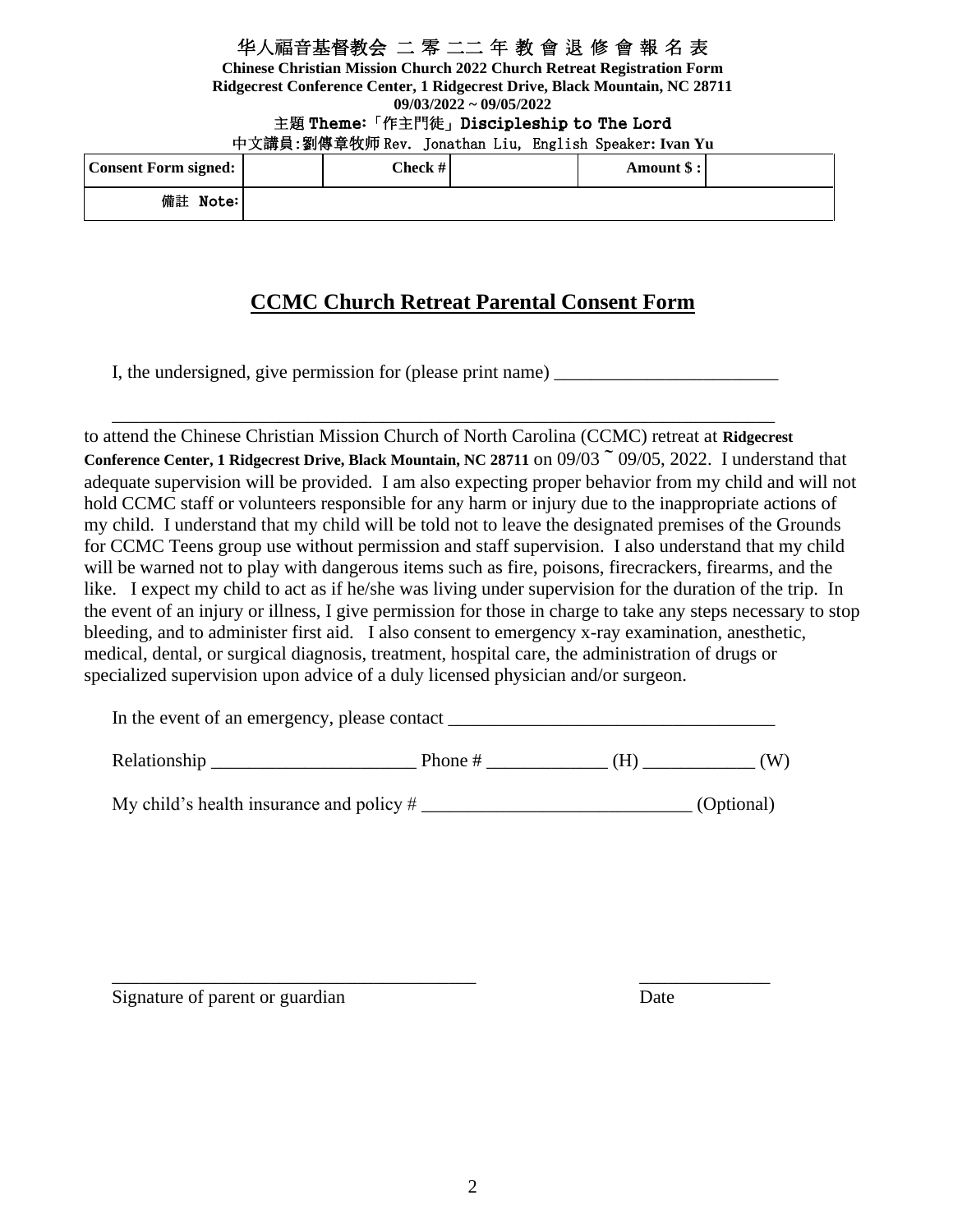华人福音基督教会 二 零 二二 年 教 會 退 修 會 報 名 表

**Chinese Christian Mission Church 2022 Church Retreat Registration Form**
**Ridgecrest Conference Center, 1 Ridgecrest Drive, Black Mountain, NC 28711**
**09/03/2022 ~ 09/05/2022**

主題 **Theme:「作主門徒」Discipleship to The Lord**

中文講員:劉傳章牧师 Rev. Jonathan Liu, English Speaker: **Ivan Yu**

| **Consent Form signed:** | | **Check #** | | **Amount $ :** | |
|---|---|---|---|---|---|
| 備註 **Note:** | | | | | |

## **CCMC Church Retreat Parental Consent Form**

I, the undersigned, give permission for (please print name) ________________________

____________________________________________________________________

to attend the Chinese Christian Mission Church of North Carolina (CCMC) retreat at **Ridgecrest Conference Center, 1 Ridgecrest Drive, Black Mountain, NC 28711** on 09/03 ~ 09/05, 2022. I understand that adequate supervision will be provided. I am also expecting proper behavior from my child and will not hold CCMC staff or volunteers responsible for any harm or injury due to the inappropriate actions of my child. I understand that my child will be told not to leave the designated premises of the Grounds for CCMC Teens group use without permission and staff supervision. I also understand that my child will be warned not to play with dangerous items such as fire, poisons, firecrackers, firearms, and the like. I expect my child to act as if he/she was living under supervision for the duration of the trip. In the event of an injury or illness, I give permission for those in charge to take any steps necessary to stop bleeding, and to administer first aid. I also consent to emergency x-ray examination, anesthetic, medical, dental, or surgical diagnosis, treatment, hospital care, the administration of drugs or specialized supervision upon advice of a duly licensed physician and/or surgeon.

In the event of an emergency, please contact ___________________________________

Relationship ______________________ Phone # _____________ (H) ____________ (W)

My child's health insurance and policy # _____________________________ (Optional)

_______________________________________ ______________

Signature of parent or guardian Date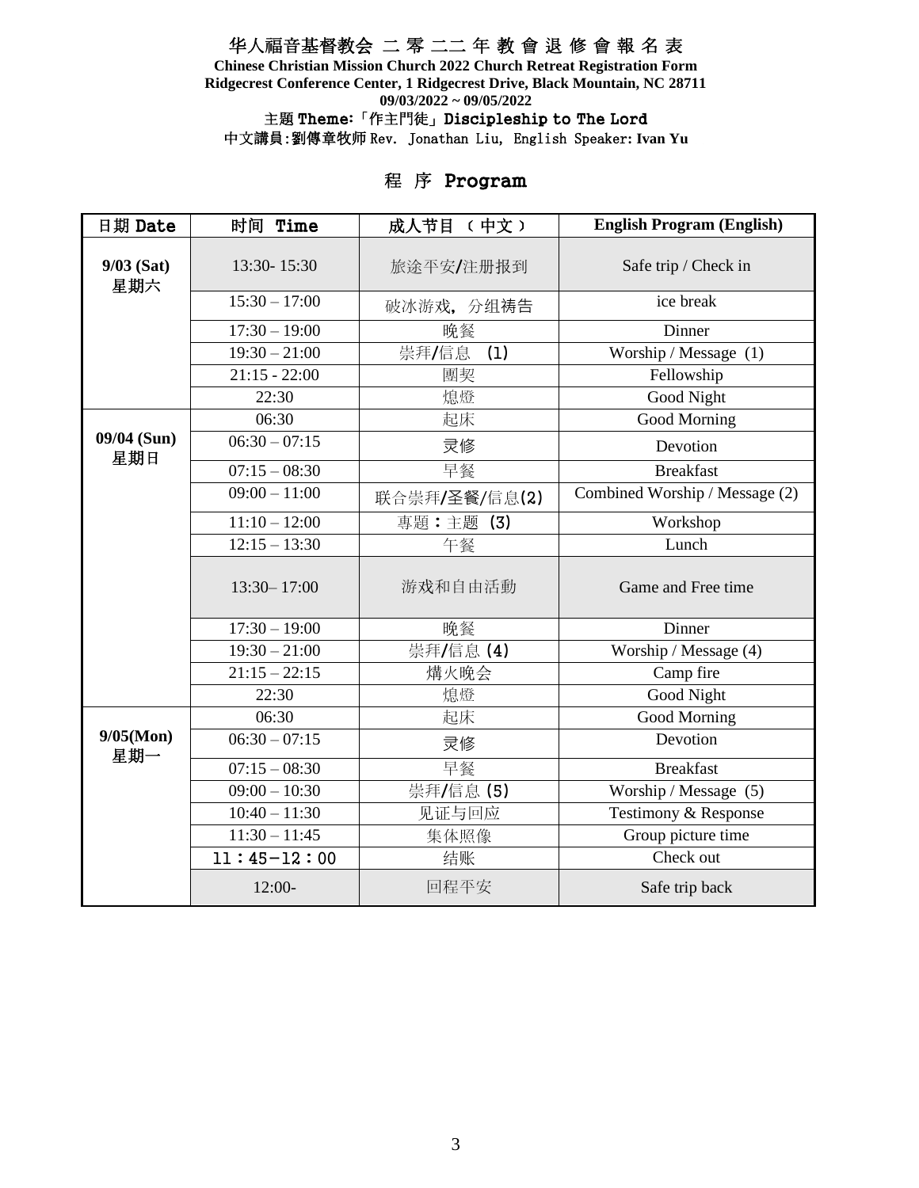# 华人福音基督教会 二 零 二二 年 教 會 退 修 會 報 名 表

**Chinese Christian Mission Church 2022 Church Retreat Registration Form**
**Ridgecrest Conference Center, 1 Ridgecrest Drive, Black Mountain, NC 28711**
**09/03/2022 ~ 09/05/2022**

主题 **Theme:**「作主門徒」**Discipleship to The Lord**

中文講員:劉傳章牧师 Rev. Jonathan Liu, English Speaker: **Ivan Yu**

## 程 序 Program

| 日期 Date | 时间 Time | 成人节目 （中文） | English Program (English) |
|---|---|---|---|
| **9/03 (Sat) 星期六** | 13:30- 15:30 | 旅途平安/注册报到 | Safe trip / Check in |
| | 15:30 – 17:00 | 破冰游戏, 分组祷告 | ice break |
| | 17:30 – 19:00 | 晚餐 | Dinner |
| | 19:30 – 21:00 | 崇拜/信息 (1) | Worship / Message (1) |
| | 21:15 - 22:00 | 團契 | Fellowship |
| | 22:30 | 熄燈 | Good Night |
| **09/04 (Sun) 星期日** | 06:30 | 起床 | Good Morning |
| | 06:30 – 07:15 | 灵修 | Devotion |
| | 07:15 – 08:30 | 早餐 | Breakfast |
| | 09:00 – 11:00 | 联合崇拜/圣餐/信息(2) | Combined Worship / Message (2) |
| | 11:10 – 12:00 | 專題：主題 (3) | Workshop |
| | 12:15 – 13:30 | 午餐 | Lunch |
| | 13:30– 17:00 | 游戏和自由活動 | Game and Free time |
| | 17:30 – 19:00 | 晚餐 | Dinner |
| | 19:30 – 21:00 | 崇拜/信息 (4) | Worship / Message (4) |
| | 21:15 – 22:15 | 燔火晚会 | Camp fire |
| | 22:30 | 熄燈 | Good Night |
| **9/05(Mon) 星期一** | 06:30 | 起床 | Good Morning |
| | 06:30 – 07:15 | 灵修 | Devotion |
| | 07:15 – 08:30 | 早餐 | Breakfast |
| | 09:00 – 10:30 | 崇拜/信息 (5) | Worship / Message (5) |
| | 10:40 – 11:30 | 见证与回应 | Testimony & Response |
| | 11:30 – 11:45 | 集体照像 | Group picture time |
| | 11：45－12：00 | 结账 | Check out |
| | 12:00- | 回程平安 | Safe trip back |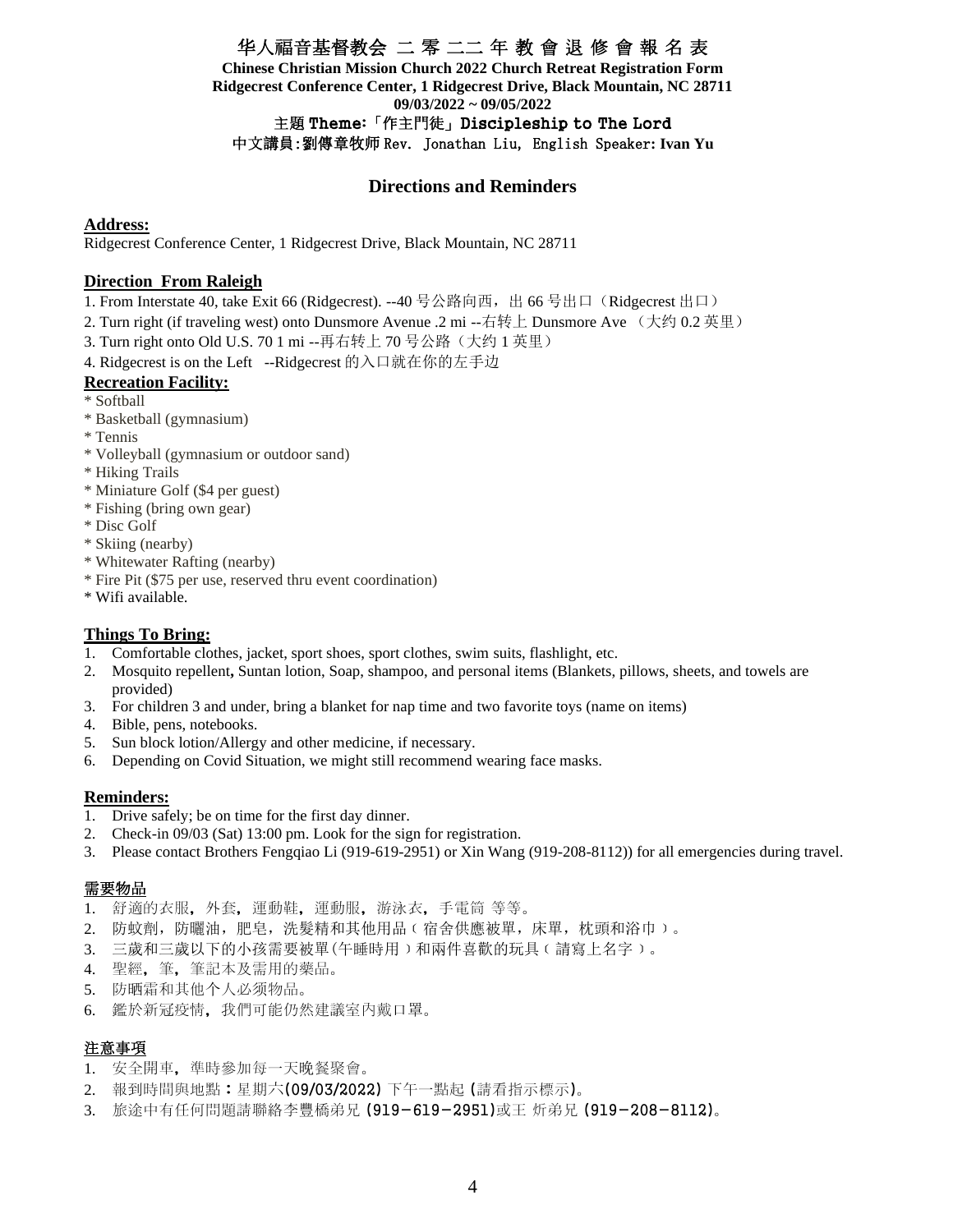# 华人福音基督教会 二 零 二二 年 教 會 退 修 會 報 名 表

**Chinese Christian Mission Church 2022 Church Retreat Registration Form**
**Ridgecrest Conference Center, 1 Ridgecrest Drive, Black Mountain, NC 28711**
**09/03/2022 ~ 09/05/2022**

主題 **Theme:「作主門徒」Discipleship to The Lord**

中文講員:劉傳章牧师 Rev. Jonathan Liu, English Speaker: **Ivan Yu**

## Directions and Reminders

### Address:

Ridgecrest Conference Center, 1 Ridgecrest Drive, Black Mountain, NC 28711

### Direction From Raleigh

1. From Interstate 40, take Exit 66 (Ridgecrest). --40 号公路向西，出 66 号出口（Ridgecrest 出口）
2. Turn right (if traveling west) onto Dunsmore Avenue .2 mi --右转上 Dunsmore Ave （大约 0.2 英里）
3. Turn right onto Old U.S. 70 1 mi --再右转上 70 号公路（大约 1 英里）
4. Ridgecrest is on the Left --Ridgecrest 的入口就在你的左手边

### Recreation Facility:

* Softball
* Basketball (gymnasium)
* Tennis
* Volleyball (gymnasium or outdoor sand)
* Hiking Trails
* Miniature Golf ($4 per guest)
* Fishing (bring own gear)
* Disc Golf
* Skiing (nearby)
* Whitewater Rafting (nearby)
* Fire Pit ($75 per use, reserved thru event coordination)
* Wifi available.

### Things To Bring:

1. Comfortable clothes, jacket, sport shoes, sport clothes, swim suits, flashlight, etc.
2. Mosquito repellent**,** Suntan lotion, Soap, shampoo, and personal items (Blankets, pillows, sheets, and towels are provided)
3. For children 3 and under, bring a blanket for nap time and two favorite toys (name on items)
4. Bible, pens, notebooks.
5. Sun block lotion/Allergy and other medicine, if necessary.
6. Depending on Covid Situation, we might still recommend wearing face masks.

### Reminders:

1. Drive safely; be on time for the first day dinner.
2. Check-in 09/03 (Sat) 13:00 pm. Look for the sign for registration.
3. Please contact Brothers Fengqiao Li (919-619-2951) or Xin Wang (919-208-8112)) for all emergencies during travel.

### 需要物品

1. 舒適的衣服，外套，運動鞋，運動服，游泳衣，手電筒 等等。
2. 防蚊劑，防曬油，肥皂，洗髮精和其他用品（宿舍供應被單，床單，枕頭和浴巾）。
3. 三歲和三歲以下的小孩需要被單(午睡時用）和兩件喜歡的玩具（請寫上名字）。
4. 聖經，筆，筆記本及需用的藥品。
5. 防晒霜和其他个人必须物品。
6. 鑑於新冠疫情，我們可能仍然建議室內戴口罩。

### 注意事項

1. 安全開車，準時參加每一天晚餐聚會。
2. 報到時間與地點：星期六(09/03/2022) 下午一點起 (請看指示標示)。
3. 旅途中有任何問題請聯絡李豐橋弟兄 (919-619-2951)或王 炘弟兄 (919-208-8112)。